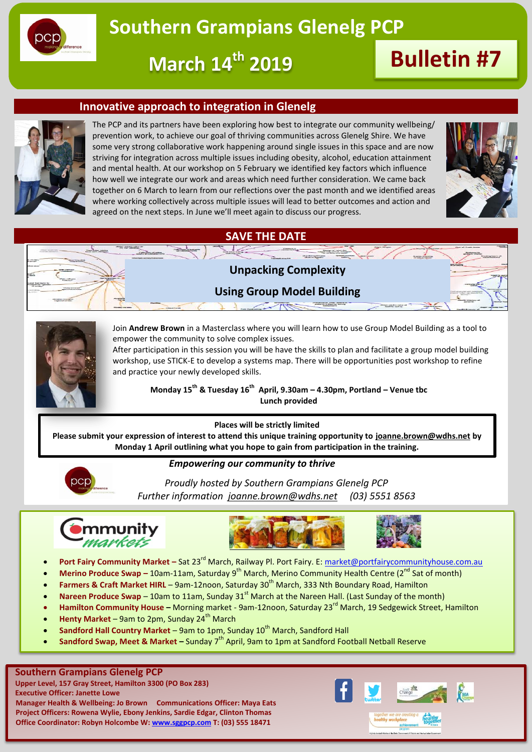# Southern Grampians Glenelg PCP

## March 14th 2019

## Bulletin #7

## Innovative approach to integration in Glenelg

The PCP and its partners have been exploring how best to integrate our community wellbeing/ prevention work, to achieve our goal of thriving communities across Glenelg Shire. We have some very strong collaborative work happening around single issues in this space and are now striving for integration across multiple issues including obesity, alcohol, education attainment and mental health. At our workshop on 5 February we identified key factors which influence how well we integrate our work and areas which need further consideration. We came back together on 6 March to learn from our reflections over the past month and we identified areas where working collectively across multiple issues will lead to better outcomes and action and agreed on the next steps. In June we'll meet again to discuss our progress.

## SAVE THE DATE

### Unpacking Complexity

### Using Group Model Building

Join **Andrew Brown** in a Masterclass where you will learn how to use Group Model Building as a tool to empower the community to solve complex issues.

After participation in this session you will be have the skills to plan and facilitate a group model building workshop, use STICK-E to develop a systems map. There will be opportunities post workshop to refine and practice your newly developed skills.

**Monday 15th & Tuesday 16th April, 9.30am – 4.30pm, Portland – Venue tbc**
**Lunch provided**

**Places will be strictly limited**
**Please submit your expression of interest to attend this unique training opportunity to joanne.brown@wdhs.net by Monday 1 April outlining what you hope to gain from participation in the training.**

***Empowering our community to thrive***

*Proudly hosted by Southern Grampians Glenelg PCP*
*Further information joanne.brown@wdhs.net (03) 5551 8563*

## Community markets

- **Port Fairy Community Market –** Sat 23rd March, Railway Pl. Port Fairy. E: market@portfairycommunityhouse.com.au
- **Merino Produce Swap –** 10am-11am, Saturday 9th March, Merino Community Health Centre (2nd Sat of month)
- **Farmers & Craft Market HIRL** – 9am-12noon, Saturday 30th March, 333 Nth Boundary Road, Hamilton
- **Nareen Produce Swap** – 10am to 11am, Sunday 31st March at the Nareen Hall. (Last Sunday of the month)
- **Hamilton Community House –** Morning market - 9am-12noon, Saturday 23rd March, 19 Sedgewick Street, Hamilton
- **Henty Market** – 9am to 2pm, Sunday 24th March
- **Sandford Hall Country Market** – 9am to 1pm, Sunday 10th March, Sandford Hall
- **Sandford Swap, Meet & Market –** Sunday 7th April, 9am to 1pm at Sandford Football Netball Reserve

**Southern Grampians Glenelg PCP**
**Upper Level, 157 Gray Street, Hamilton 3300 (PO Box 283)**
**Executive Officer: Janette Lowe**
**Manager Health & Wellbeing: Jo Brown Communications Officer: Maya Eats**
**Project Officers: Rowena Wylie, Ebony Jenkins, Sardie Edgar, Clinton Thomas**
**Office Coordinator: Robyn Holcombe W: www.sggpcp.com T: (03) 555 18471**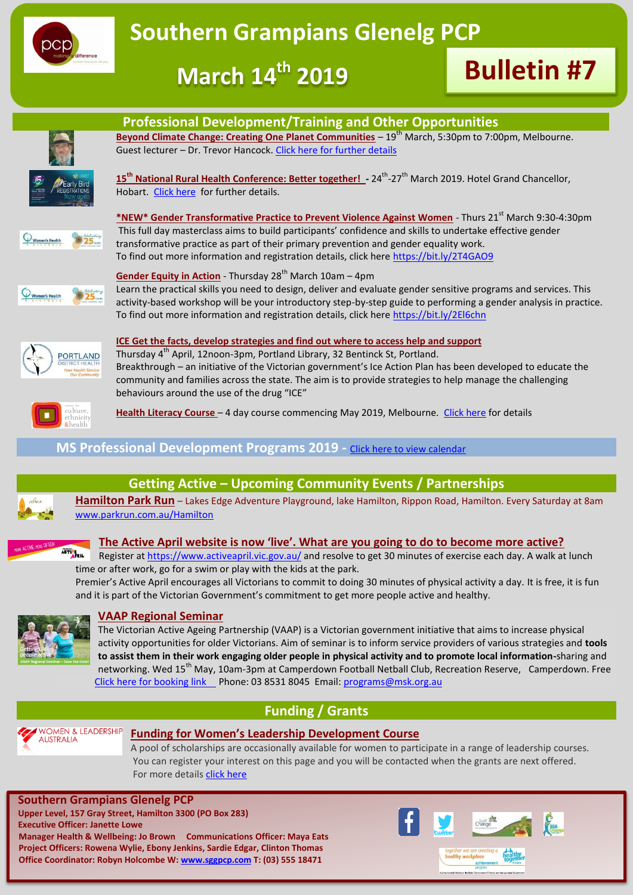# Southern Grampians Glenelg PCP

## March 14th 2019

## Bulletin #7

## Professional Development/Training and Other Opportunities

**Beyond Climate Change: Creating One Planet Communities** – 19th March, 5:30pm to 7:00pm, Melbourne. Guest lecturer – Dr. Trevor Hancock. Click here for further details

**15th National Rural Health Conference: Better together!** - 24th-27th March 2019. Hotel Grand Chancellor, Hobart. Click here for further details.

**\*NEW\* Gender Transformative Practice to Prevent Violence Against Women** - Thurs 21st March 9:30-4:30pm
This full day masterclass aims to build participants' confidence and skills to undertake effective gender transformative practice as part of their primary prevention and gender equality work.
To find out more information and registration details, click here https://bit.ly/2T4GAO9

**Gender Equity in Action** - Thursday 28th March 10am – 4pm
Learn the practical skills you need to design, deliver and evaluate gender sensitive programs and services. This activity-based workshop will be your introductory step-by-step guide to performing a gender analysis in practice.
To find out more information and registration details, click here https://bit.ly/2El6chn

**ICE Get the facts, develop strategies and find out where to access help and support**
Thursday 4th April, 12noon-3pm, Portland Library, 32 Bentinck St, Portland.
Breakthrough – an initiative of the Victorian government's Ice Action Plan has been developed to educate the community and families across the state. The aim is to provide strategies to help manage the challenging behaviours around the use of the drug "ICE"

**Health Literacy Course** – 4 day course commencing May 2019, Melbourne. Click here for details

## MS Professional Development Programs 2019 - Click here to view calendar

## Getting Active – Upcoming Community Events / Partnerships

**Hamilton Park Run** – Lakes Edge Adventure Playground, lake Hamilton, Rippon Road, Hamilton. Every Saturday at 8am
www.parkrun.com.au/Hamilton

**The Active April website is now 'live'. What are you going to do to become more active?**
Register at https://www.activeapril.vic.gov.au/ and resolve to get 30 minutes of exercise each day. A walk at lunch time or after work, go for a swim or play with the kids at the park.
Premier's Active April encourages all Victorians to commit to doing 30 minutes of physical activity a day. It is free, it is fun and it is part of the Victorian Government's commitment to get more people active and healthy.

**VAAP Regional Seminar**
The Victorian Active Ageing Partnership (VAAP) is a Victorian government initiative that aims to increase physical activity opportunities for older Victorians. Aim of seminar is to inform service providers of various strategies and **tools to assist them in their work engaging older people in physical activity and to promote local information-**sharing and networking. Wed 15th May, 10am-3pm at Camperdown Football Netball Club, Recreation Reserve, Camperdown. Free
Click here for booking link Phone: 03 8531 8045 Email: programs@msk.org.au

## Funding / Grants

**Funding for Women's Leadership Development Course**
A pool of scholarships are occasionally available for women to participate in a range of leadership courses. You can register your interest on this page and you will be contacted when the grants are next offered.
For more details click here

**Southern Grampians Glenelg PCP**
**Upper Level, 157 Gray Street, Hamilton 3300 (PO Box 283)**
**Executive Officer: Janette Lowe**
**Manager Health & Wellbeing: Jo Brown Communications Officer: Maya Eats**
**Project Officers: Rowena Wylie, Ebony Jenkins, Sardie Edgar, Clinton Thomas**
**Office Coordinator: Robyn Holcombe W: www.sggpcp.com T: (03) 555 18471**